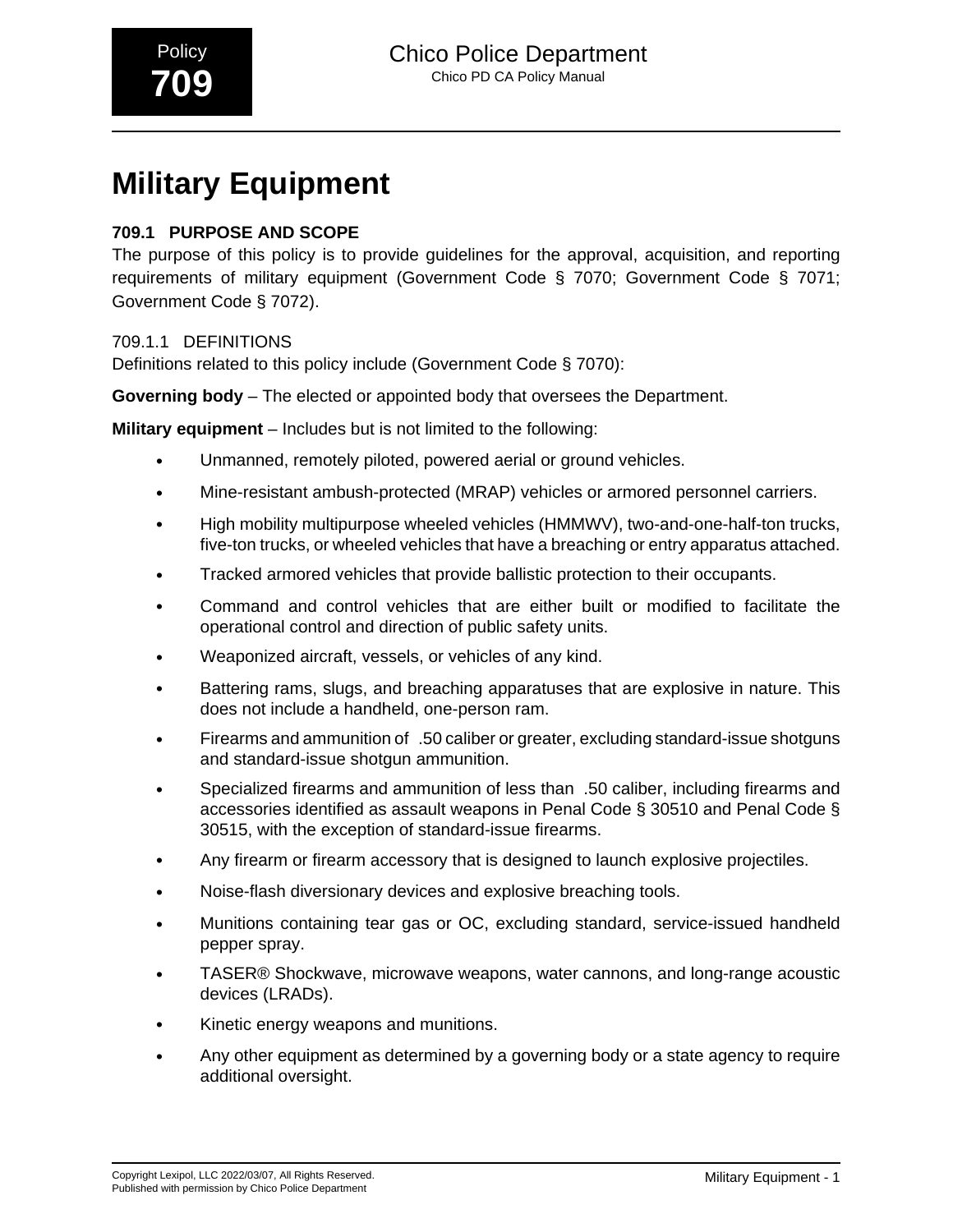# Military Equipment

## 709.1 PURPOSE AND SCOPE

The purpose of this policy is to provide guidelines for the approval, acquisition, and reporting requirements of military equipment (Government Code § 7070; Government Code § 7071; Government Code § 7072).

### 709.1.1 DEFINITIONS

Definitions related to this policy include (Government Code § 7070):

**Governing body** – The elected or appointed body that oversees the Department.

**Military equipment** – Includes but is not limited to the following:

- Unmanned, remotely piloted, powered aerial or ground vehicles.
- Mine-resistant ambush-protected (MRAP) vehicles or armored personnel carriers.
- High mobility multipurpose wheeled vehicles (HMMWV), two-and-one-half-ton trucks, five-ton trucks, or wheeled vehicles that have a breaching or entry apparatus attached.
- Tracked armored vehicles that provide ballistic protection to their occupants.
- Command and control vehicles that are either built or modified to facilitate the operational control and direction of public safety units.
- Weaponized aircraft, vessels, or vehicles of any kind.
- Battering rams, slugs, and breaching apparatuses that are explosive in nature. This does not include a handheld, one-person ram.
- Firearms and ammunition of .50 caliber or greater, excluding standard-issue shotguns and standard-issue shotgun ammunition.
- Specialized firearms and ammunition of less than .50 caliber, including firearms and accessories identified as assault weapons in Penal Code § 30510 and Penal Code § 30515, with the exception of standard-issue firearms.
- Any firearm or firearm accessory that is designed to launch explosive projectiles.
- Noise-flash diversionary devices and explosive breaching tools.
- Munitions containing tear gas or OC, excluding standard, service-issued handheld pepper spray.
- TASER® Shockwave, microwave weapons, water cannons, and long-range acoustic devices (LRADs).
- Kinetic energy weapons and munitions.
- Any other equipment as determined by a governing body or a state agency to require additional oversight.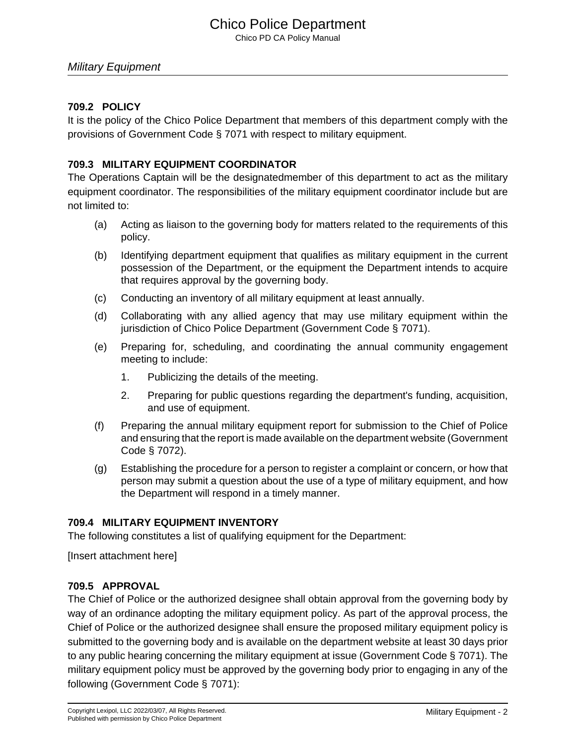## 709.2 POLICY

It is the policy of the Chico Police Department that members of this department comply with the provisions of Government Code § 7071 with respect to military equipment.

## 709.3 MILITARY EQUIPMENT COORDINATOR

The Operations Captain will be the designatedmember of this department to act as the military equipment coordinator. The responsibilities of the military equipment coordinator include but are not limited to:

(a) Acting as liaison to the governing body for matters related to the requirements of this policy.

(b) Identifying department equipment that qualifies as military equipment in the current possession of the Department, or the equipment the Department intends to acquire that requires approval by the governing body.

(c) Conducting an inventory of all military equipment at least annually.

(d) Collaborating with any allied agency that may use military equipment within the jurisdiction of Chico Police Department (Government Code § 7071).

(e) Preparing for, scheduling, and coordinating the annual community engagement meeting to include:

1. Publicizing the details of the meeting.
2. Preparing for public questions regarding the department's funding, acquisition, and use of equipment.

(f) Preparing the annual military equipment report for submission to the Chief of Police and ensuring that the report is made available on the department website (Government Code § 7072).

(g) Establishing the procedure for a person to register a complaint or concern, or how that person may submit a question about the use of a type of military equipment, and how the Department will respond in a timely manner.

## 709.4 MILITARY EQUIPMENT INVENTORY

The following constitutes a list of qualifying equipment for the Department:

[Insert attachment here]

## 709.5 APPROVAL

The Chief of Police or the authorized designee shall obtain approval from the governing body by way of an ordinance adopting the military equipment policy. As part of the approval process, the Chief of Police or the authorized designee shall ensure the proposed military equipment policy is submitted to the governing body and is available on the department website at least 30 days prior to any public hearing concerning the military equipment at issue (Government Code § 7071). The military equipment policy must be approved by the governing body prior to engaging in any of the following (Government Code § 7071):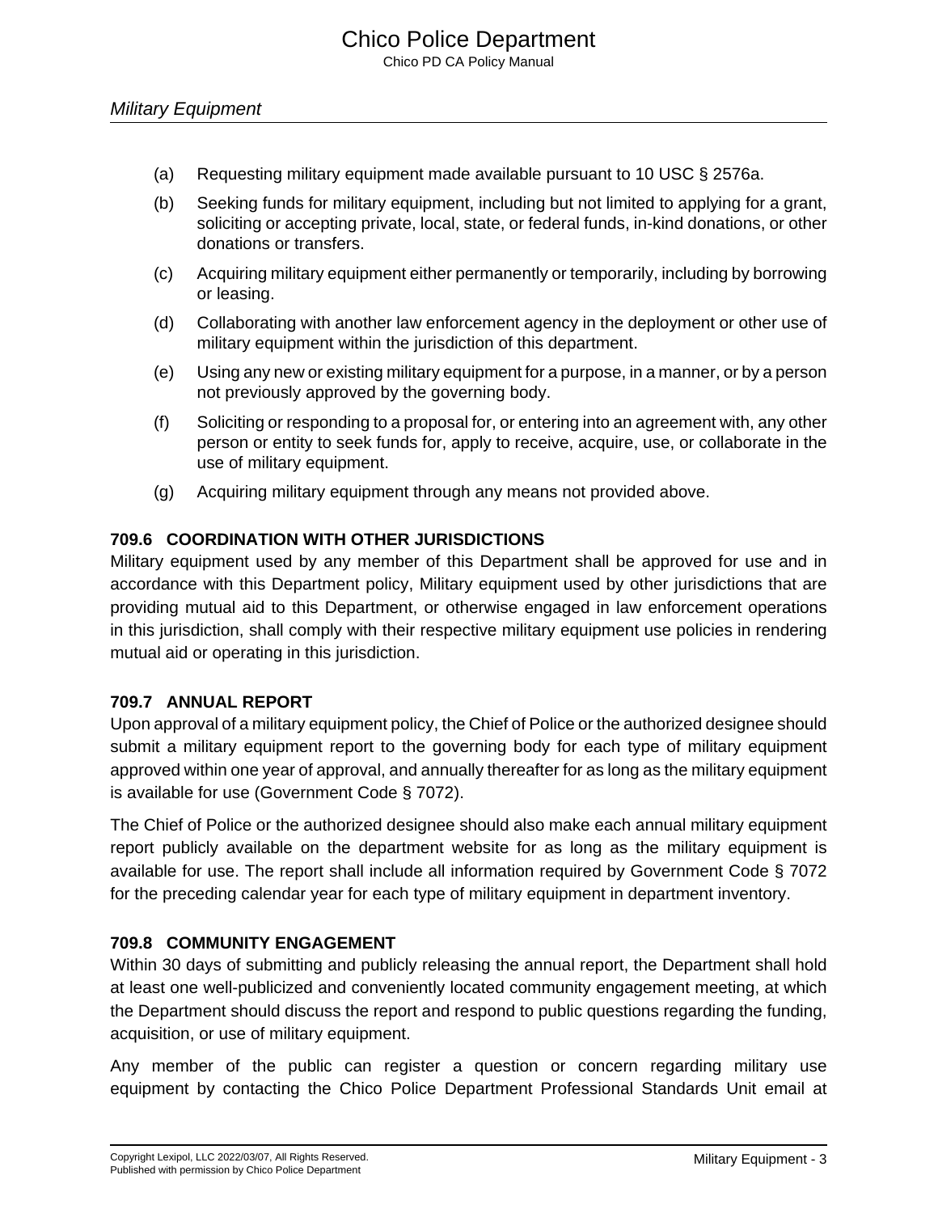(a) Requesting military equipment made available pursuant to 10 USC § 2576a.

(b) Seeking funds for military equipment, including but not limited to applying for a grant, soliciting or accepting private, local, state, or federal funds, in-kind donations, or other donations or transfers.

(c) Acquiring military equipment either permanently or temporarily, including by borrowing or leasing.

(d) Collaborating with another law enforcement agency in the deployment or other use of military equipment within the jurisdiction of this department.

(e) Using any new or existing military equipment for a purpose, in a manner, or by a person not previously approved by the governing body.

(f) Soliciting or responding to a proposal for, or entering into an agreement with, any other person or entity to seek funds for, apply to receive, acquire, use, or collaborate in the use of military equipment.

(g) Acquiring military equipment through any means not provided above.

### 709.6 COORDINATION WITH OTHER JURISDICTIONS

Military equipment used by any member of this Department shall be approved for use and in accordance with this Department policy, Military equipment used by other jurisdictions that are providing mutual aid to this Department, or otherwise engaged in law enforcement operations in this jurisdiction, shall comply with their respective military equipment use policies in rendering mutual aid or operating in this jurisdiction.

### 709.7 ANNUAL REPORT

Upon approval of a military equipment policy, the Chief of Police or the authorized designee should submit a military equipment report to the governing body for each type of military equipment approved within one year of approval, and annually thereafter for as long as the military equipment is available for use (Government Code § 7072).

The Chief of Police or the authorized designee should also make each annual military equipment report publicly available on the department website for as long as the military equipment is available for use. The report shall include all information required by Government Code § 7072 for the preceding calendar year for each type of military equipment in department inventory.

### 709.8 COMMUNITY ENGAGEMENT

Within 30 days of submitting and publicly releasing the annual report, the Department shall hold at least one well-publicized and conveniently located community engagement meeting, at which the Department should discuss the report and respond to public questions regarding the funding, acquisition, or use of military equipment.

Any member of the public can register a question or concern regarding military use equipment by contacting the Chico Police Department Professional Standards Unit email at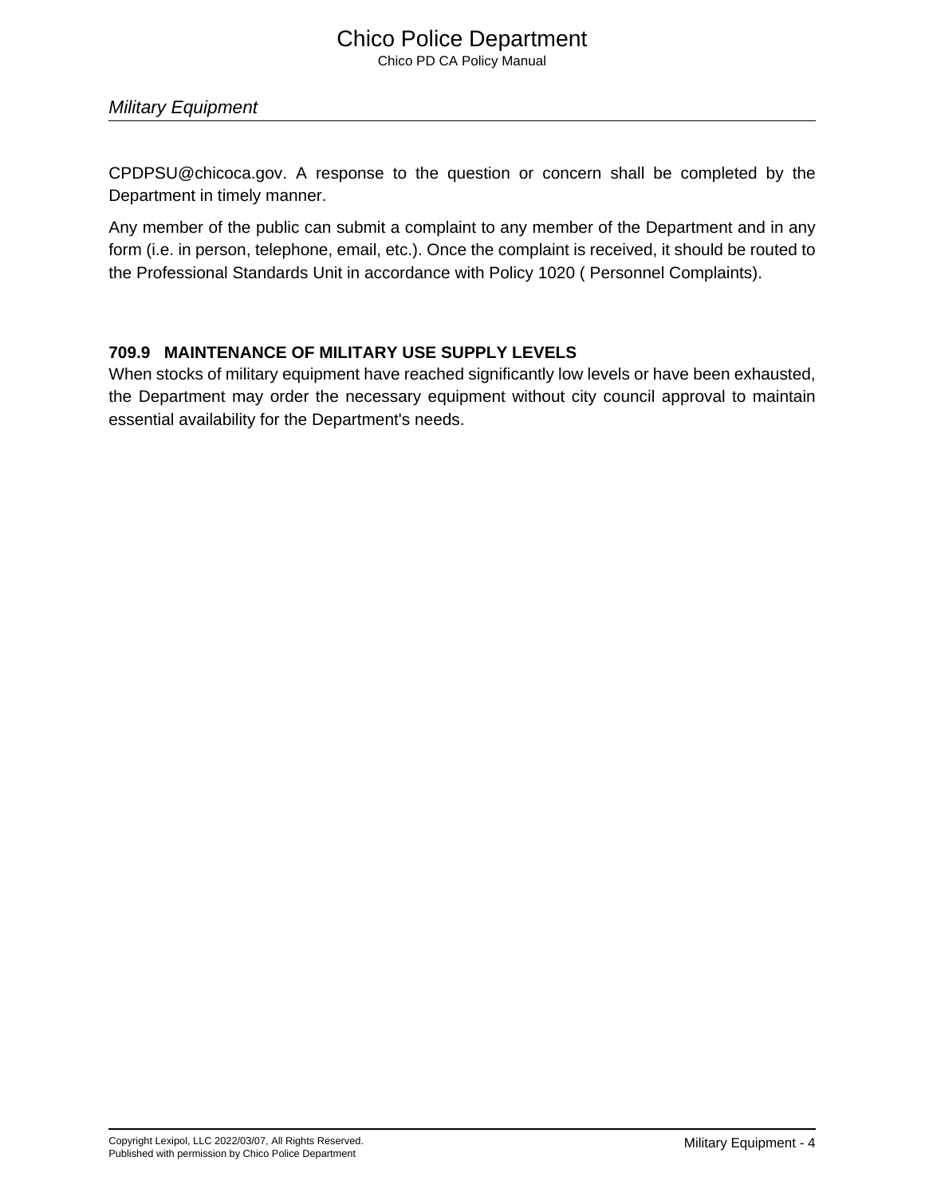CPDPSU@chicoca.gov. A response to the question or concern shall be completed by the Department in timely manner.

Any member of the public can submit a complaint to any member of the Department and in any form (i.e. in person, telephone, email, etc.). Once the complaint is received, it should be routed to the Professional Standards Unit in accordance with Policy 1020 ( Personnel Complaints).

### 709.9 MAINTENANCE OF MILITARY USE SUPPLY LEVELS

When stocks of military equipment have reached significantly low levels or have been exhausted, the Department may order the necessary equipment without city council approval to maintain essential availability for the Department's needs.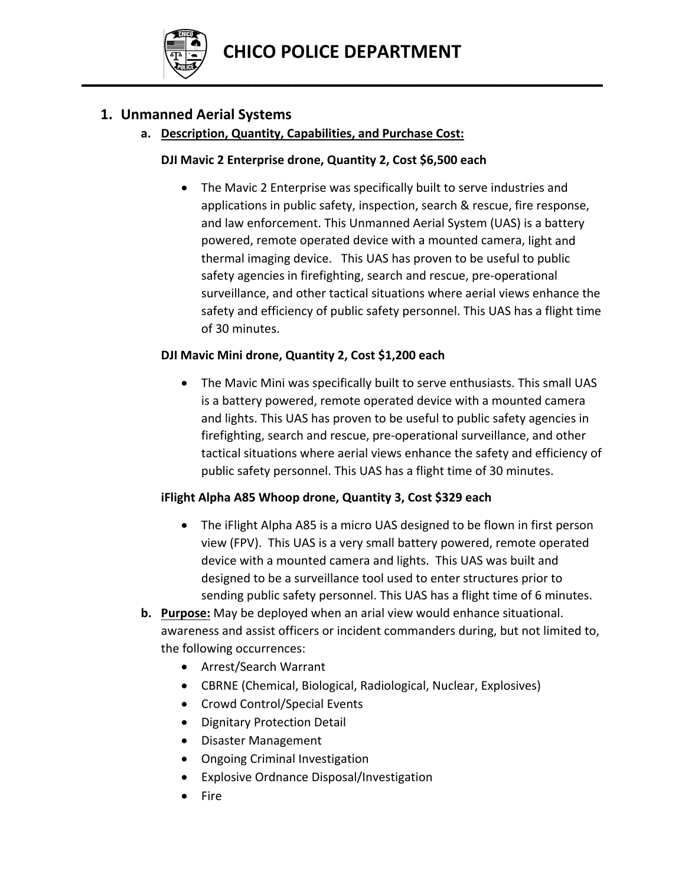## 1. Unmanned Aerial Systems

### a. Description, Quantity, Capabilities, and Purchase Cost:

**DJI Mavic 2 Enterprise drone, Quantity 2, Cost $6,500 each**

- The Mavic 2 Enterprise was specifically built to serve industries and applications in public safety, inspection, search & rescue, fire response, and law enforcement. This Unmanned Aerial System (UAS) is a battery powered, remote operated device with a mounted camera, light and thermal imaging device. This UAS has proven to be useful to public safety agencies in firefighting, search and rescue, pre-operational surveillance, and other tactical situations where aerial views enhance the safety and efficiency of public safety personnel. This UAS has a flight time of 30 minutes.

**DJI Mavic Mini drone, Quantity 2, Cost $1,200 each**

- The Mavic Mini was specifically built to serve enthusiasts. This small UAS is a battery powered, remote operated device with a mounted camera and lights. This UAS has proven to be useful to public safety agencies in firefighting, search and rescue, pre-operational surveillance, and other tactical situations where aerial views enhance the safety and efficiency of public safety personnel. This UAS has a flight time of 30 minutes.

**iFlight Alpha A85 Whoop drone, Quantity 3, Cost $329 each**

- The iFlight Alpha A85 is a micro UAS designed to be flown in first person view (FPV). This UAS is a very small battery powered, remote operated device with a mounted camera and lights. This UAS was built and designed to be a surveillance tool used to enter structures prior to sending public safety personnel. This UAS has a flight time of 6 minutes.

### b. Purpose:

May be deployed when an arial view would enhance situational. awareness and assist officers or incident commanders during, but not limited to, the following occurrences:

- Arrest/Search Warrant
- CBRNE (Chemical, Biological, Radiological, Nuclear, Explosives)
- Crowd Control/Special Events
- Dignitary Protection Detail
- Disaster Management
- Ongoing Criminal Investigation
- Explosive Ordnance Disposal/Investigation
- Fire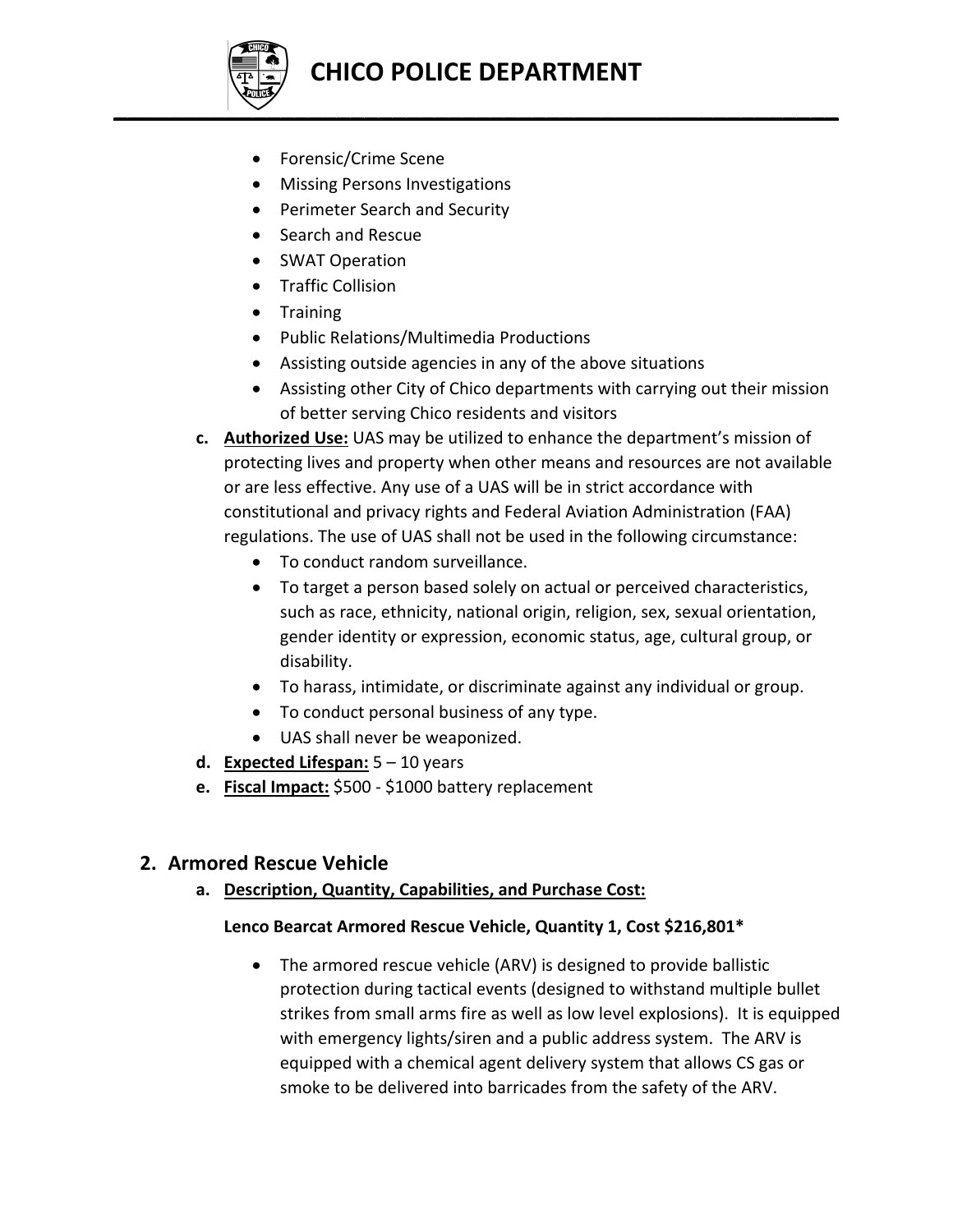- Forensic/Crime Scene
- Missing Persons Investigations
- Perimeter Search and Security
- Search and Rescue
- SWAT Operation
- Traffic Collision
- Training
- Public Relations/Multimedia Productions
- Assisting outside agencies in any of the above situations
- Assisting other City of Chico departments with carrying out their mission of better serving Chico residents and visitors

**c. Authorized Use:** UAS may be utilized to enhance the department's mission of protecting lives and property when other means and resources are not available or are less effective. Any use of a UAS will be in strict accordance with constitutional and privacy rights and Federal Aviation Administration (FAA) regulations. The use of UAS shall not be used in the following circumstance:

- To conduct random surveillance.
- To target a person based solely on actual or perceived characteristics, such as race, ethnicity, national origin, religion, sex, sexual orientation, gender identity or expression, economic status, age, cultural group, or disability.
- To harass, intimidate, or discriminate against any individual or group.
- To conduct personal business of any type.
- UAS shall never be weaponized.

**d. Expected Lifespan:** 5 – 10 years

**e. Fiscal Impact:** $500 - $1000 battery replacement

## 2. Armored Rescue Vehicle

**a. Description, Quantity, Capabilities, and Purchase Cost:**

**Lenco Bearcat Armored Rescue Vehicle, Quantity 1, Cost $216,801***

- The armored rescue vehicle (ARV) is designed to provide ballistic protection during tactical events (designed to withstand multiple bullet strikes from small arms fire as well as low level explosions). It is equipped with emergency lights/siren and a public address system. The ARV is equipped with a chemical agent delivery system that allows CS gas or smoke to be delivered into barricades from the safety of the ARV.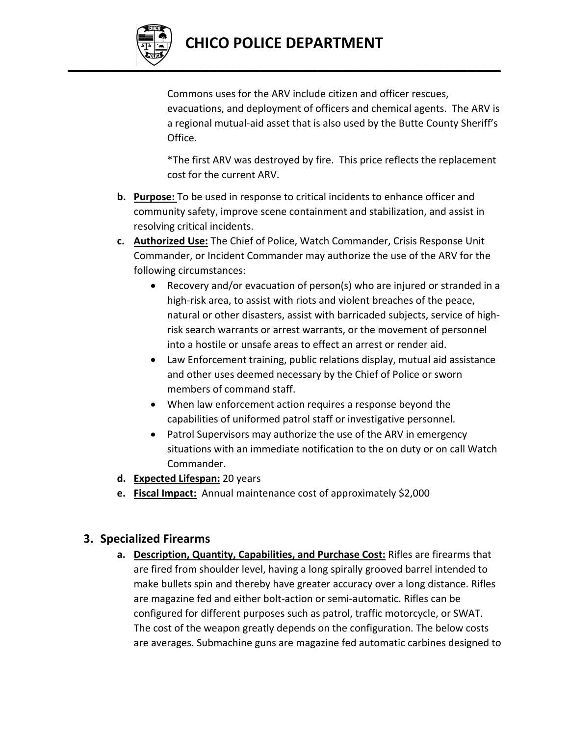Commons uses for the ARV include citizen and officer rescues, evacuations, and deployment of officers and chemical agents. The ARV is a regional mutual-aid asset that is also used by the Butte County Sheriff's Office.

*The first ARV was destroyed by fire. This price reflects the replacement cost for the current ARV.

b. **Purpose:** To be used in response to critical incidents to enhance officer and community safety, improve scene containment and stabilization, and assist in resolving critical incidents.

c. **Authorized Use:** The Chief of Police, Watch Commander, Crisis Response Unit Commander, or Incident Commander may authorize the use of the ARV for the following circumstances:
   - Recovery and/or evacuation of person(s) who are injured or stranded in a high-risk area, to assist with riots and violent breaches of the peace, natural or other disasters, assist with barricaded subjects, service of high-risk search warrants or arrest warrants, or the movement of personnel into a hostile or unsafe areas to effect an arrest or render aid.
   - Law Enforcement training, public relations display, mutual aid assistance and other uses deemed necessary by the Chief of Police or sworn members of command staff.
   - When law enforcement action requires a response beyond the capabilities of uniformed patrol staff or investigative personnel.
   - Patrol Supervisors may authorize the use of the ARV in emergency situations with an immediate notification to the on duty or on call Watch Commander.

d. **Expected Lifespan:** 20 years

e. **Fiscal Impact:** Annual maintenance cost of approximately $2,000

## 3. Specialized Firearms

a. **Description, Quantity, Capabilities, and Purchase Cost:** Rifles are firearms that are fired from shoulder level, having a long spirally grooved barrel intended to make bullets spin and thereby have greater accuracy over a long distance. Rifles are magazine fed and either bolt-action or semi-automatic. Rifles can be configured for different purposes such as patrol, traffic motorcycle, or SWAT. The cost of the weapon greatly depends on the configuration. The below costs are averages. Submachine guns are magazine fed automatic carbines designed to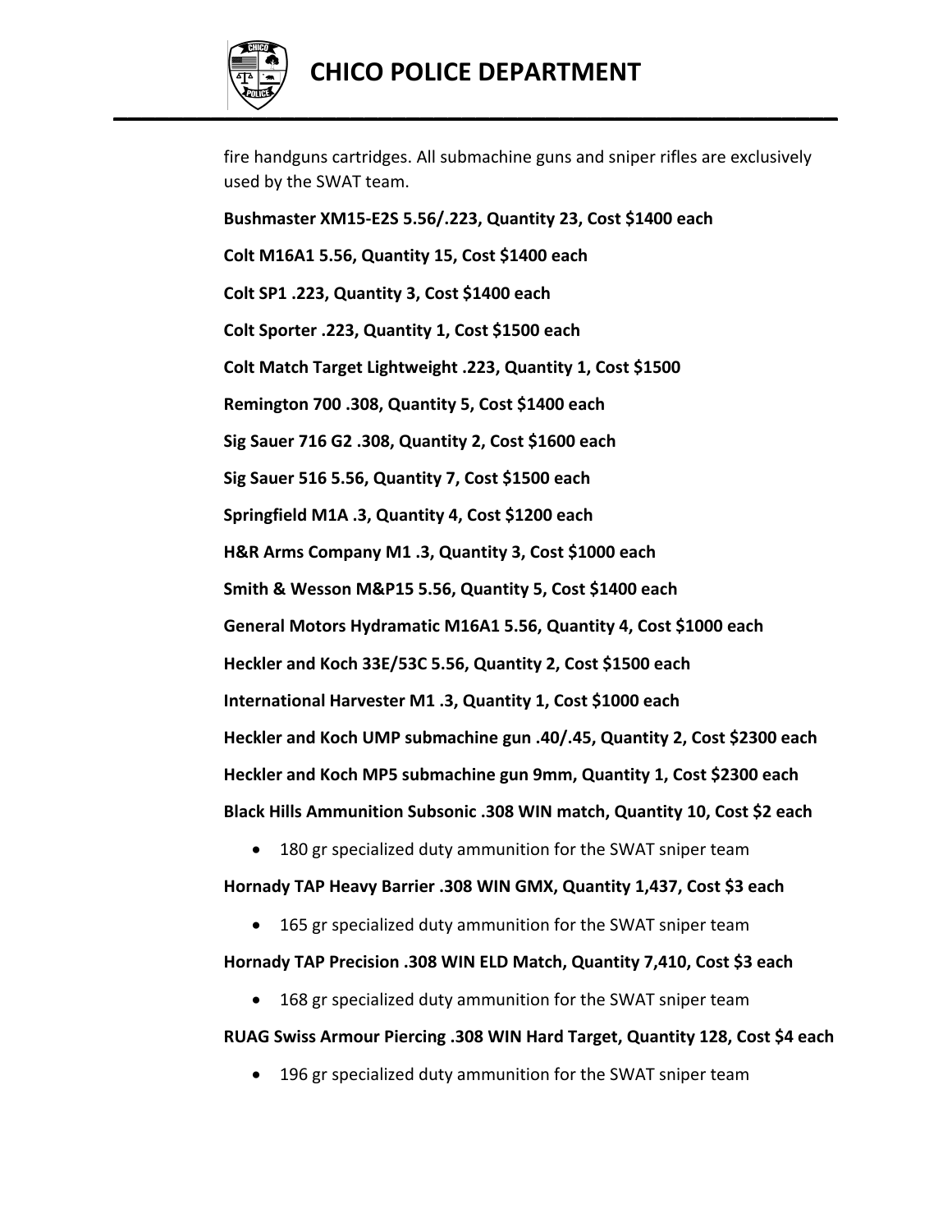fire handguns cartridges. All submachine guns and sniper rifles are exclusively used by the SWAT team.

**Bushmaster XM15-E2S 5.56/.223, Quantity 23, Cost $1400 each**

**Colt M16A1 5.56, Quantity 15, Cost $1400 each**

**Colt SP1 .223, Quantity 3, Cost $1400 each**

**Colt Sporter .223, Quantity 1, Cost $1500 each**

**Colt Match Target Lightweight .223, Quantity 1, Cost $1500**

**Remington 700 .308, Quantity 5, Cost $1400 each**

**Sig Sauer 716 G2 .308, Quantity 2, Cost $1600 each**

**Sig Sauer 516 5.56, Quantity 7, Cost $1500 each**

**Springfield M1A .3, Quantity 4, Cost $1200 each**

**H&R Arms Company M1 .3, Quantity 3, Cost $1000 each**

**Smith & Wesson M&P15 5.56, Quantity 5, Cost $1400 each**

**General Motors Hydramatic M16A1 5.56, Quantity 4, Cost $1000 each**

**Heckler and Koch 33E/53C 5.56, Quantity 2, Cost $1500 each**

**International Harvester M1 .3, Quantity 1, Cost $1000 each**

**Heckler and Koch UMP submachine gun .40/.45, Quantity 2, Cost $2300 each**

**Heckler and Koch MP5 submachine gun 9mm, Quantity 1, Cost $2300 each**

**Black Hills Ammunition Subsonic .308 WIN match, Quantity 10, Cost $2 each**

- 180 gr specialized duty ammunition for the SWAT sniper team

**Hornady TAP Heavy Barrier .308 WIN GMX, Quantity 1,437, Cost $3 each**

- 165 gr specialized duty ammunition for the SWAT sniper team

**Hornady TAP Precision .308 WIN ELD Match, Quantity 7,410, Cost $3 each**

- 168 gr specialized duty ammunition for the SWAT sniper team

**RUAG Swiss Armour Piercing .308 WIN Hard Target, Quantity 128, Cost $4 each**

- 196 gr specialized duty ammunition for the SWAT sniper team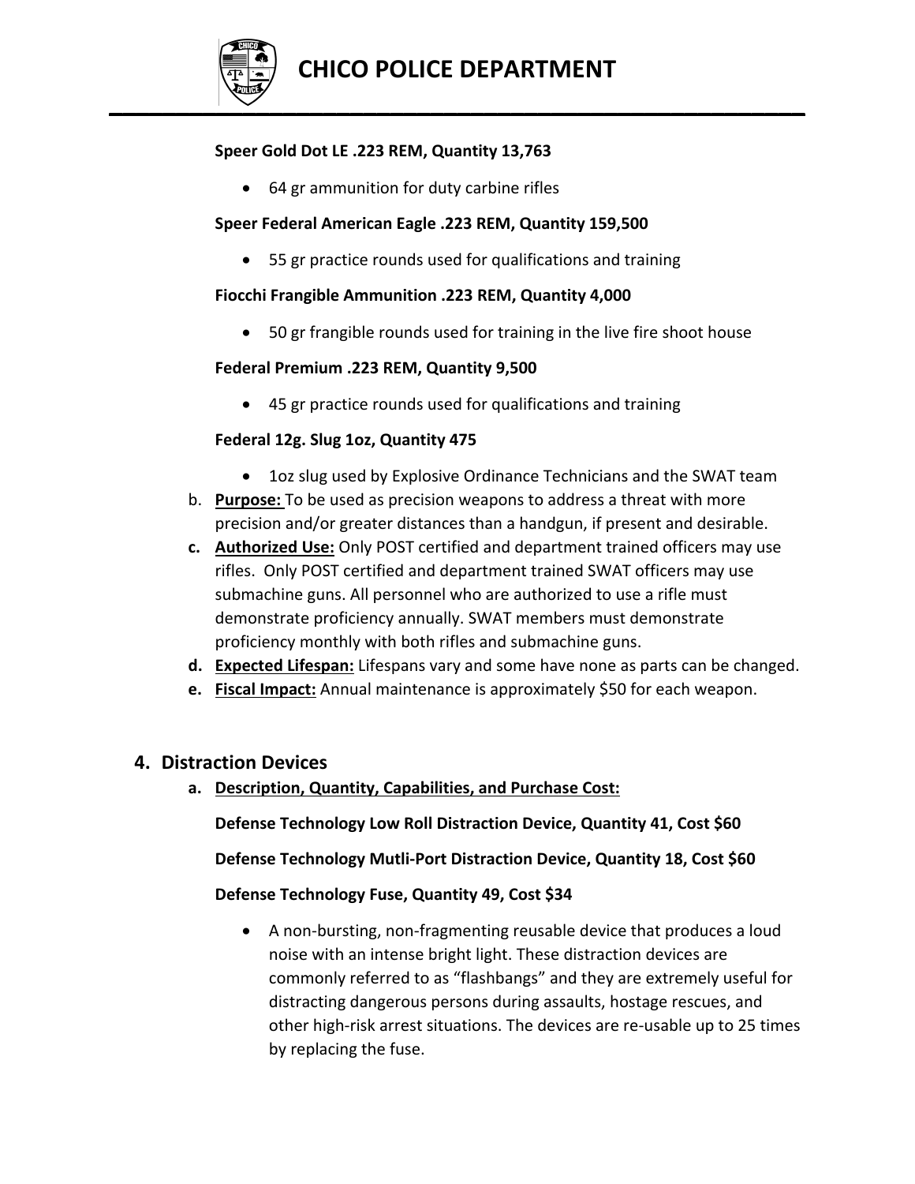**Speer Gold Dot LE .223 REM, Quantity 13,763**

- 64 gr ammunition for duty carbine rifles

**Speer Federal American Eagle .223 REM, Quantity 159,500**

- 55 gr practice rounds used for qualifications and training

**Fiocchi Frangible Ammunition .223 REM, Quantity 4,000**

- 50 gr frangible rounds used for training in the live fire shoot house

**Federal Premium .223 REM, Quantity 9,500**

- 45 gr practice rounds used for qualifications and training

**Federal 12g. Slug 1oz, Quantity 475**

- 1oz slug used by Explosive Ordinance Technicians and the SWAT team

b. **Purpose:** To be used as precision weapons to address a threat with more precision and/or greater distances than a handgun, if present and desirable.

c. **Authorized Use:** Only POST certified and department trained officers may use rifles. Only POST certified and department trained SWAT officers may use submachine guns. All personnel who are authorized to use a rifle must demonstrate proficiency annually. SWAT members must demonstrate proficiency monthly with both rifles and submachine guns.

d. **Expected Lifespan:** Lifespans vary and some have none as parts can be changed.

e. **Fiscal Impact:** Annual maintenance is approximately $50 for each weapon.

## 4. Distraction Devices

a. **Description, Quantity, Capabilities, and Purchase Cost:**

**Defense Technology Low Roll Distraction Device, Quantity 41, Cost $60**

**Defense Technology Mutli-Port Distraction Device, Quantity 18, Cost $60**

**Defense Technology Fuse, Quantity 49, Cost $34**

- A non-bursting, non-fragmenting reusable device that produces a loud noise with an intense bright light. These distraction devices are commonly referred to as "flashbangs" and they are extremely useful for distracting dangerous persons during assaults, hostage rescues, and other high-risk arrest situations. The devices are re-usable up to 25 times by replacing the fuse.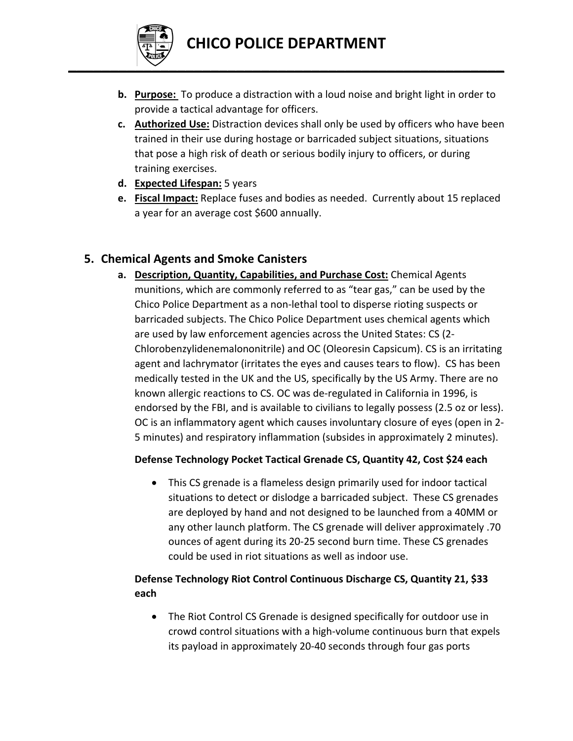b. **Purpose:** To produce a distraction with a loud noise and bright light in order to provide a tactical advantage for officers.

c. **Authorized Use:** Distraction devices shall only be used by officers who have been trained in their use during hostage or barricaded subject situations, situations that pose a high risk of death or serious bodily injury to officers, or during training exercises.

d. **Expected Lifespan:** 5 years

e. **Fiscal Impact:** Replace fuses and bodies as needed. Currently about 15 replaced a year for an average cost $600 annually.

## 5. Chemical Agents and Smoke Canisters

a. **Description, Quantity, Capabilities, and Purchase Cost:** Chemical Agents munitions, which are commonly referred to as "tear gas," can be used by the Chico Police Department as a non-lethal tool to disperse rioting suspects or barricaded subjects. The Chico Police Department uses chemical agents which are used by law enforcement agencies across the United States: CS (2-Chlorobenzylidenemalononitrile) and OC (Oleoresin Capsicum). CS is an irritating agent and lachrymator (irritates the eyes and causes tears to flow). CS has been medically tested in the UK and the US, specifically by the US Army. There are no known allergic reactions to CS. OC was de-regulated in California in 1996, is endorsed by the FBI, and is available to civilians to legally possess (2.5 oz or less). OC is an inflammatory agent which causes involuntary closure of eyes (open in 2-5 minutes) and respiratory inflammation (subsides in approximately 2 minutes).

**Defense Technology Pocket Tactical Grenade CS, Quantity 42, Cost $24 each**

- This CS grenade is a flameless design primarily used for indoor tactical situations to detect or dislodge a barricaded subject. These CS grenades are deployed by hand and not designed to be launched from a 40MM or any other launch platform. The CS grenade will deliver approximately .70 ounces of agent during its 20-25 second burn time. These CS grenades could be used in riot situations as well as indoor use.

**Defense Technology Riot Control Continuous Discharge CS, Quantity 21, $33 each**

- The Riot Control CS Grenade is designed specifically for outdoor use in crowd control situations with a high-volume continuous burn that expels its payload in approximately 20-40 seconds through four gas ports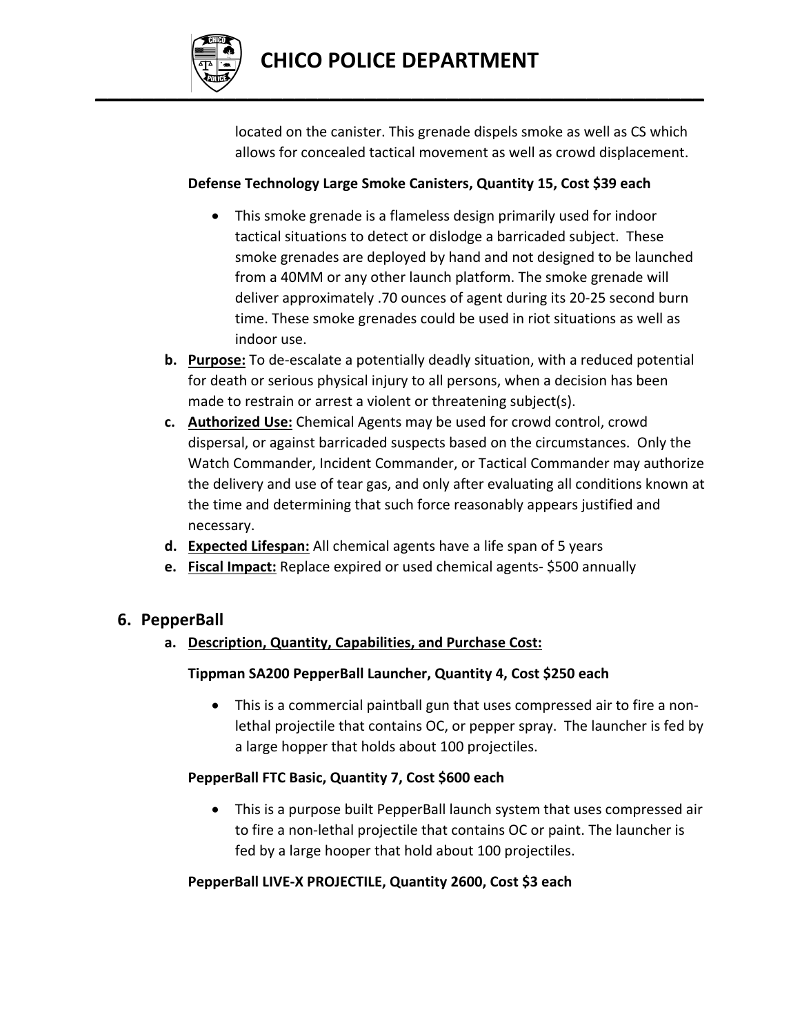located on the canister. This grenade dispels smoke as well as CS which allows for concealed tactical movement as well as crowd displacement.

**Defense Technology Large Smoke Canisters, Quantity 15, Cost $39 each**

- This smoke grenade is a flameless design primarily used for indoor tactical situations to detect or dislodge a barricaded subject. These smoke grenades are deployed by hand and not designed to be launched from a 40MM or any other launch platform. The smoke grenade will deliver approximately .70 ounces of agent during its 20-25 second burn time. These smoke grenades could be used in riot situations as well as indoor use.

**b. Purpose:** To de-escalate a potentially deadly situation, with a reduced potential for death or serious physical injury to all persons, when a decision has been made to restrain or arrest a violent or threatening subject(s).

**c. Authorized Use:** Chemical Agents may be used for crowd control, crowd dispersal, or against barricaded suspects based on the circumstances. Only the Watch Commander, Incident Commander, or Tactical Commander may authorize the delivery and use of tear gas, and only after evaluating all conditions known at the time and determining that such force reasonably appears justified and necessary.

**d. Expected Lifespan:** All chemical agents have a life span of 5 years

**e. Fiscal Impact:** Replace expired or used chemical agents- $500 annually

## 6. PepperBall

**a. Description, Quantity, Capabilities, and Purchase Cost:**

**Tippman SA200 PepperBall Launcher, Quantity 4, Cost $250 each**

- This is a commercial paintball gun that uses compressed air to fire a non-lethal projectile that contains OC, or pepper spray. The launcher is fed by a large hopper that holds about 100 projectiles.

**PepperBall FTC Basic, Quantity 7, Cost $600 each**

- This is a purpose built PepperBall launch system that uses compressed air to fire a non-lethal projectile that contains OC or paint. The launcher is fed by a large hooper that hold about 100 projectiles.

**PepperBall LIVE-X PROJECTILE, Quantity 2600, Cost $3 each**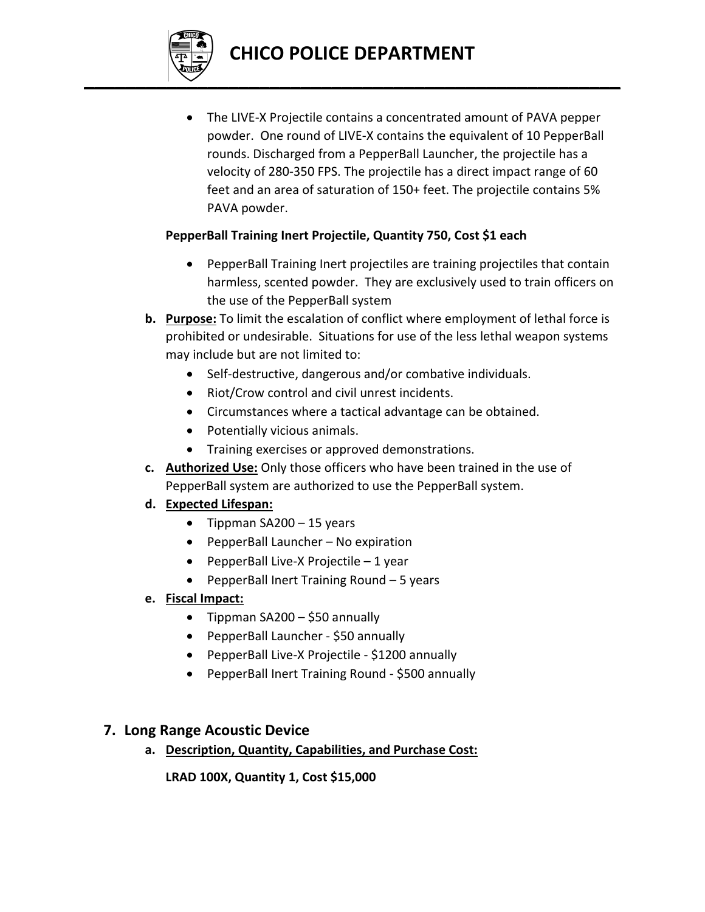- The LIVE-X Projectile contains a concentrated amount of PAVA pepper powder. One round of LIVE-X contains the equivalent of 10 PepperBall rounds. Discharged from a PepperBall Launcher, the projectile has a velocity of 280-350 FPS. The projectile has a direct impact range of 60 feet and an area of saturation of 150+ feet. The projectile contains 5% PAVA powder.

**PepperBall Training Inert Projectile, Quantity 750, Cost $1 each**

- PepperBall Training Inert projectiles are training projectiles that contain harmless, scented powder. They are exclusively used to train officers on the use of the PepperBall system

**b. Purpose:** To limit the escalation of conflict where employment of lethal force is prohibited or undesirable. Situations for use of the less lethal weapon systems may include but are not limited to:

- Self-destructive, dangerous and/or combative individuals.
- Riot/Crow control and civil unrest incidents.
- Circumstances where a tactical advantage can be obtained.
- Potentially vicious animals.
- Training exercises or approved demonstrations.

**c. Authorized Use:** Only those officers who have been trained in the use of PepperBall system are authorized to use the PepperBall system.

**d. Expected Lifespan:**

- Tippman SA200 – 15 years
- PepperBall Launcher – No expiration
- PepperBall Live-X Projectile – 1 year
- PepperBall Inert Training Round – 5 years

**e. Fiscal Impact:**

- Tippman SA200 – $50 annually
- PepperBall Launcher - $50 annually
- PepperBall Live-X Projectile - $1200 annually
- PepperBall Inert Training Round - $500 annually

## 7. Long Range Acoustic Device

**a. Description, Quantity, Capabilities, and Purchase Cost:**

**LRAD 100X, Quantity 1, Cost $15,000**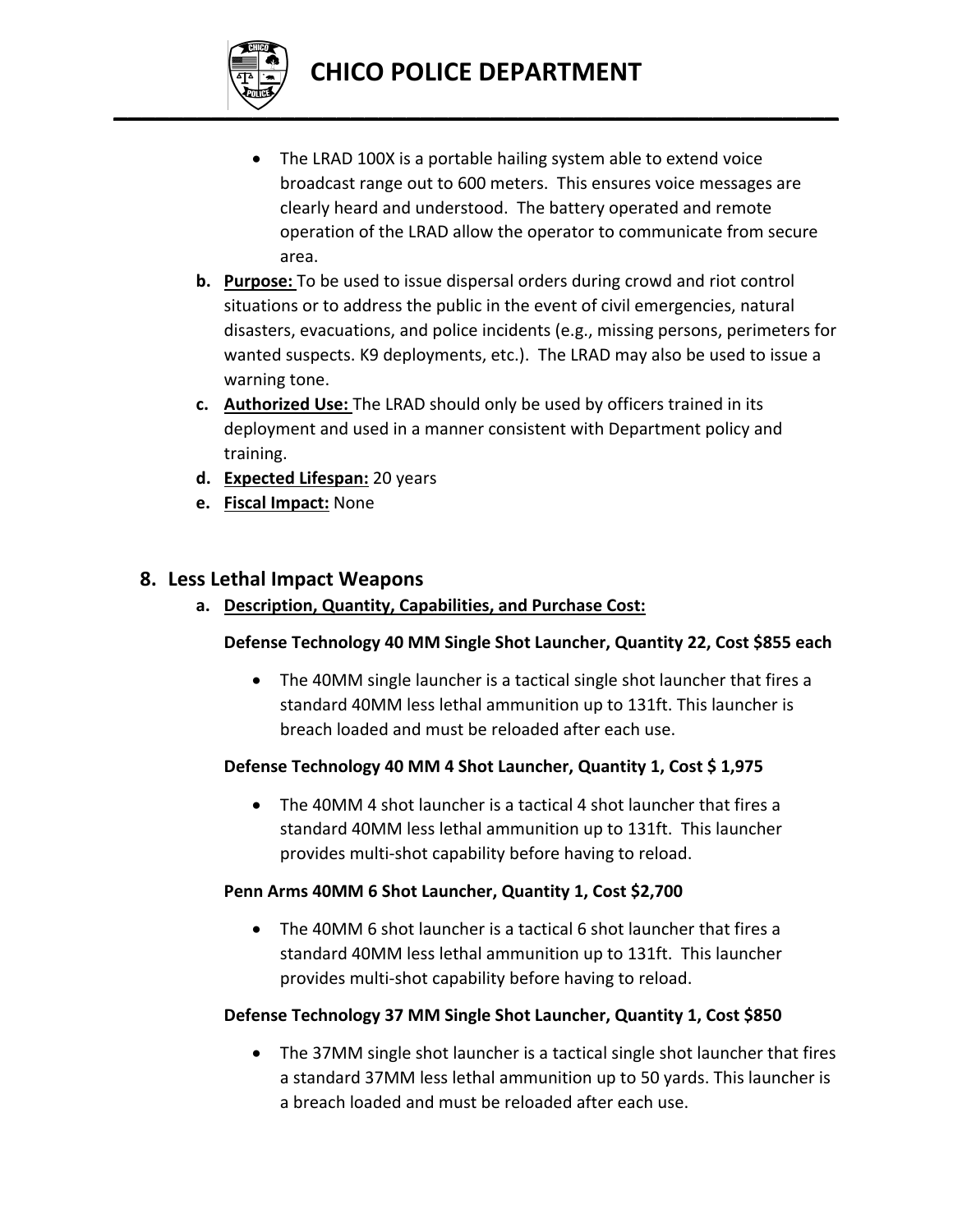- The LRAD 100X is a portable hailing system able to extend voice broadcast range out to 600 meters. This ensures voice messages are clearly heard and understood. The battery operated and remote operation of the LRAD allow the operator to communicate from secure area.

**b. Purpose:** To be used to issue dispersal orders during crowd and riot control situations or to address the public in the event of civil emergencies, natural disasters, evacuations, and police incidents (e.g., missing persons, perimeters for wanted suspects. K9 deployments, etc.). The LRAD may also be used to issue a warning tone.

**c. Authorized Use:** The LRAD should only be used by officers trained in its deployment and used in a manner consistent with Department policy and training.

**d. Expected Lifespan:** 20 years

**e. Fiscal Impact:** None

## 8. Less Lethal Impact Weapons

**a. Description, Quantity, Capabilities, and Purchase Cost:**

**Defense Technology 40 MM Single Shot Launcher, Quantity 22, Cost $855 each**

- The 40MM single launcher is a tactical single shot launcher that fires a standard 40MM less lethal ammunition up to 131ft. This launcher is breach loaded and must be reloaded after each use.

**Defense Technology 40 MM 4 Shot Launcher, Quantity 1, Cost $ 1,975**

- The 40MM 4 shot launcher is a tactical 4 shot launcher that fires a standard 40MM less lethal ammunition up to 131ft. This launcher provides multi-shot capability before having to reload.

**Penn Arms 40MM 6 Shot Launcher, Quantity 1, Cost $2,700**

- The 40MM 6 shot launcher is a tactical 6 shot launcher that fires a standard 40MM less lethal ammunition up to 131ft. This launcher provides multi-shot capability before having to reload.

**Defense Technology 37 MM Single Shot Launcher, Quantity 1, Cost $850**

- The 37MM single shot launcher is a tactical single shot launcher that fires a standard 37MM less lethal ammunition up to 50 yards. This launcher is a breach loaded and must be reloaded after each use.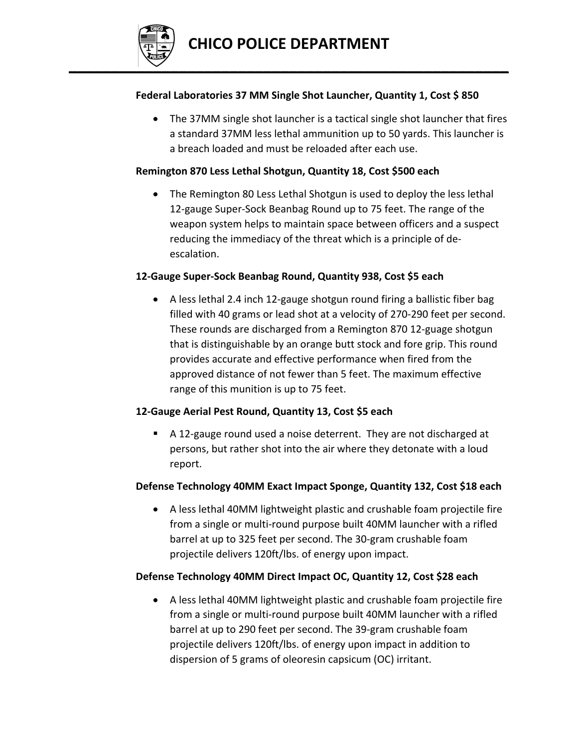**Federal Laboratories 37 MM Single Shot Launcher, Quantity 1, Cost $ 850**

- The 37MM single shot launcher is a tactical single shot launcher that fires a standard 37MM less lethal ammunition up to 50 yards. This launcher is a breach loaded and must be reloaded after each use.

**Remington 870 Less Lethal Shotgun, Quantity 18, Cost $500 each**

- The Remington 80 Less Lethal Shotgun is used to deploy the less lethal 12-gauge Super-Sock Beanbag Round up to 75 feet. The range of the weapon system helps to maintain space between officers and a suspect reducing the immediacy of the threat which is a principle of de-escalation.

**12-Gauge Super-Sock Beanbag Round, Quantity 938, Cost $5 each**

- A less lethal 2.4 inch 12-gauge shotgun round firing a ballistic fiber bag filled with 40 grams or lead shot at a velocity of 270-290 feet per second. These rounds are discharged from a Remington 870 12-guage shotgun that is distinguishable by an orange butt stock and fore grip. This round provides accurate and effective performance when fired from the approved distance of not fewer than 5 feet. The maximum effective range of this munition is up to 75 feet.

**12-Gauge Aerial Pest Round, Quantity 13, Cost $5 each**

- A 12-gauge round used a noise deterrent. They are not discharged at persons, but rather shot into the air where they detonate with a loud report.

**Defense Technology 40MM Exact Impact Sponge, Quantity 132, Cost $18 each**

- A less lethal 40MM lightweight plastic and crushable foam projectile fire from a single or multi-round purpose built 40MM launcher with a rifled barrel at up to 325 feet per second. The 30-gram crushable foam projectile delivers 120ft/lbs. of energy upon impact.

**Defense Technology 40MM Direct Impact OC, Quantity 12, Cost $28 each**

- A less lethal 40MM lightweight plastic and crushable foam projectile fire from a single or multi-round purpose built 40MM launcher with a rifled barrel at up to 290 feet per second. The 39-gram crushable foam projectile delivers 120ft/lbs. of energy upon impact in addition to dispersion of 5 grams of oleoresin capsicum (OC) irritant.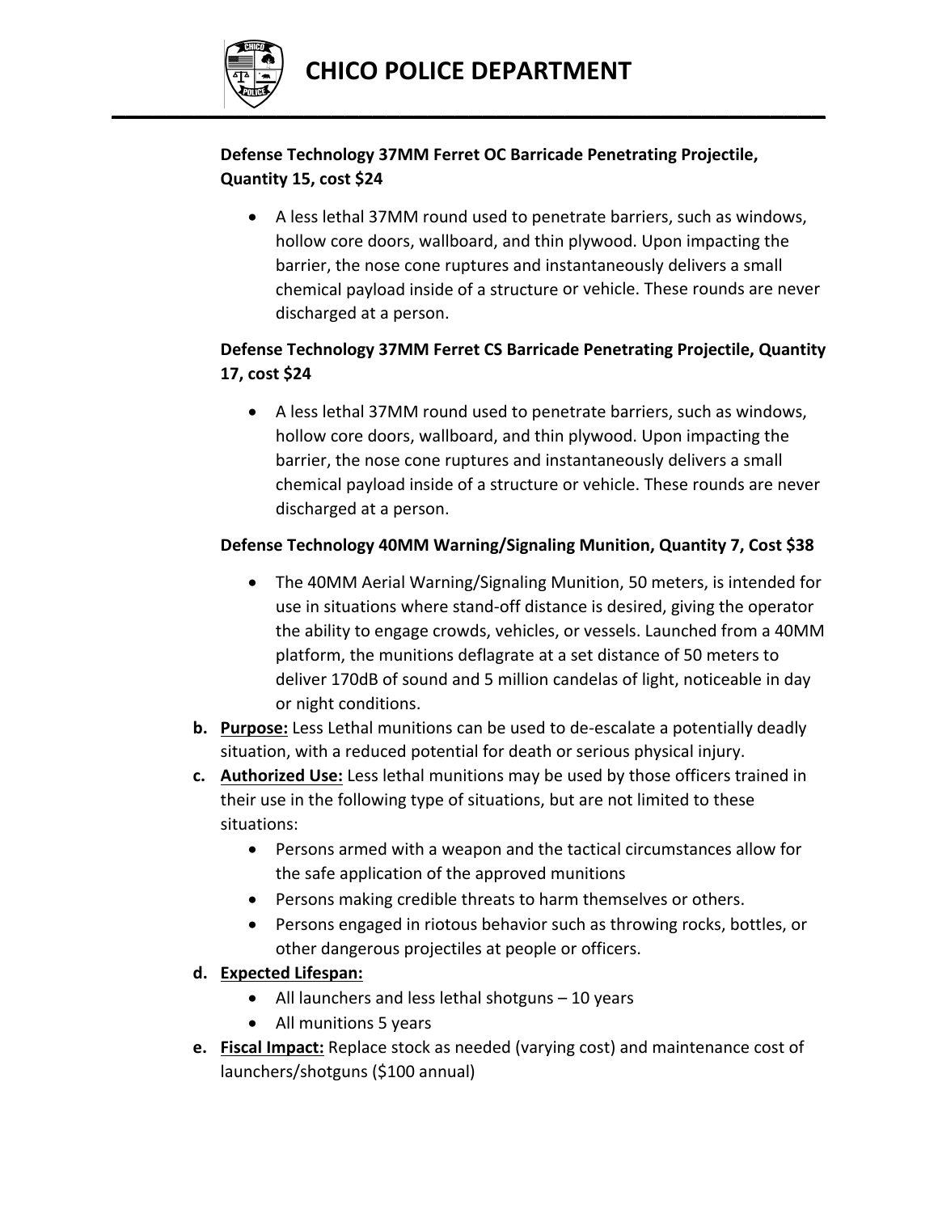**Defense Technology 37MM Ferret OC Barricade Penetrating Projectile, Quantity 15, cost $24**

- A less lethal 37MM round used to penetrate barriers, such as windows, hollow core doors, wallboard, and thin plywood. Upon impacting the barrier, the nose cone ruptures and instantaneously delivers a small chemical payload inside of a structure or vehicle. These rounds are never discharged at a person.

**Defense Technology 37MM Ferret CS Barricade Penetrating Projectile, Quantity 17, cost $24**

- A less lethal 37MM round used to penetrate barriers, such as windows, hollow core doors, wallboard, and thin plywood. Upon impacting the barrier, the nose cone ruptures and instantaneously delivers a small chemical payload inside of a structure or vehicle. These rounds are never discharged at a person.

**Defense Technology 40MM Warning/Signaling Munition, Quantity 7, Cost $38**

- The 40MM Aerial Warning/Signaling Munition, 50 meters, is intended for use in situations where stand-off distance is desired, giving the operator the ability to engage crowds, vehicles, or vessels. Launched from a 40MM platform, the munitions deflagrate at a set distance of 50 meters to deliver 170dB of sound and 5 million candelas of light, noticeable in day or night conditions.

**b. <u>Purpose:</u>** Less Lethal munitions can be used to de-escalate a potentially deadly situation, with a reduced potential for death or serious physical injury.

**c. <u>Authorized Use:</u>** Less lethal munitions may be used by those officers trained in their use in the following type of situations, but are not limited to these situations:

- Persons armed with a weapon and the tactical circumstances allow for the safe application of the approved munitions
- Persons making credible threats to harm themselves or others.
- Persons engaged in riotous behavior such as throwing rocks, bottles, or other dangerous projectiles at people or officers.

**d. <u>Expected Lifespan:</u>**

- All launchers and less lethal shotguns – 10 years
- All munitions 5 years

**e. <u>Fiscal Impact:</u>** Replace stock as needed (varying cost) and maintenance cost of launchers/shotguns ($100 annual)